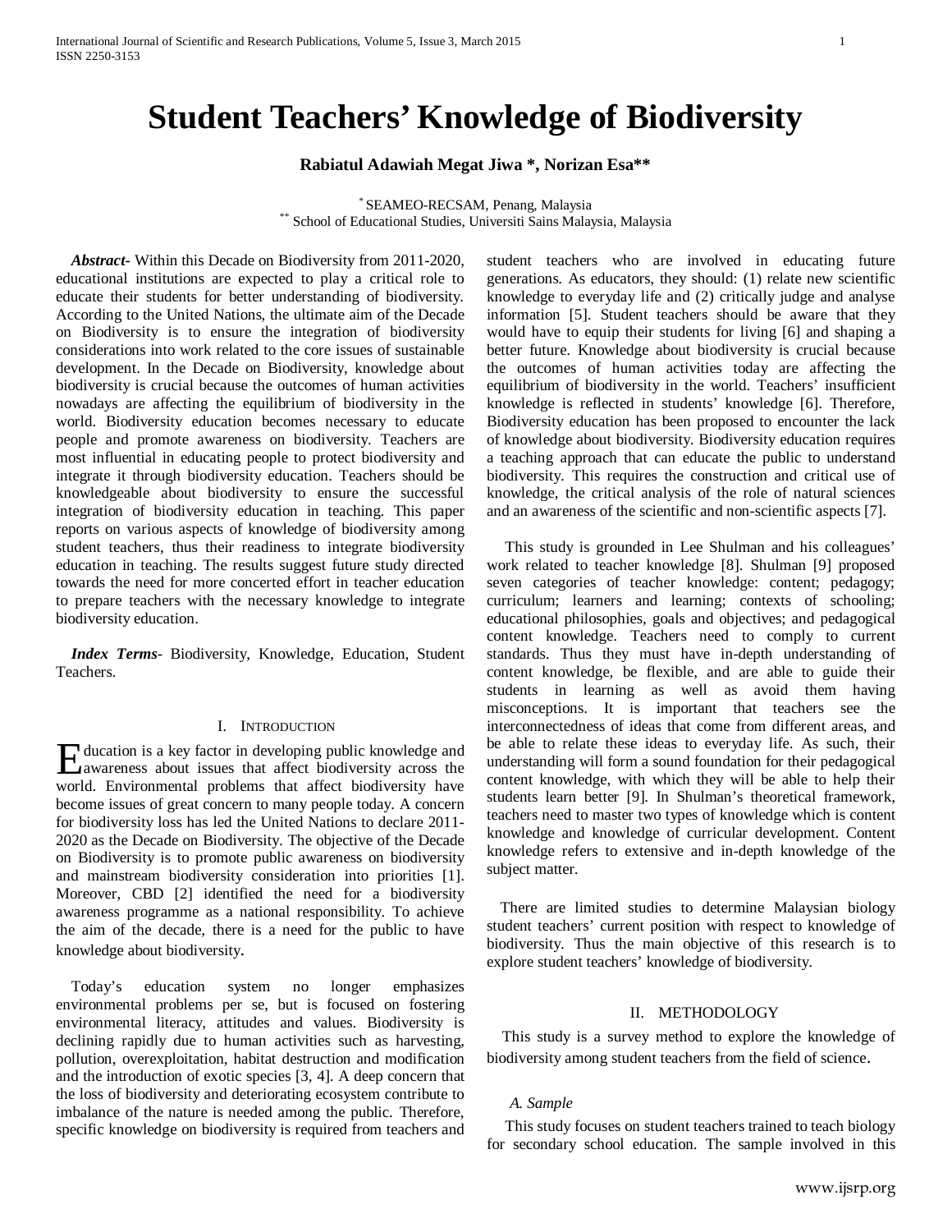# Student Teachers' Knowledge of Biodiversity

**Rabiatul Adawiah Megat Jiwa \*, Norizan Esa\*\***

\* SEAMEO-RECSAM, Penang, Malaysia
\*\* School of Educational Studies, Universiti Sains Malaysia, Malaysia

***Abstract***- Within this Decade on Biodiversity from 2011-2020, educational institutions are expected to play a critical role to educate their students for better understanding of biodiversity. According to the United Nations, the ultimate aim of the Decade on Biodiversity is to ensure the integration of biodiversity considerations into work related to the core issues of sustainable development. In the Decade on Biodiversity, knowledge about biodiversity is crucial because the outcomes of human activities nowadays are affecting the equilibrium of biodiversity in the world. Biodiversity education becomes necessary to educate people and promote awareness on biodiversity. Teachers are most influential in educating people to protect biodiversity and integrate it through biodiversity education. Teachers should be knowledgeable about biodiversity to ensure the successful integration of biodiversity education in teaching. This paper reports on various aspects of knowledge of biodiversity among student teachers, thus their readiness to integrate biodiversity education in teaching. The results suggest future study directed towards the need for more concerted effort in teacher education to prepare teachers with the necessary knowledge to integrate biodiversity education.

***Index Terms***- Biodiversity, Knowledge, Education, Student Teachers.

## I. Introduction

Education is a key factor in developing public knowledge and awareness about issues that affect biodiversity across the world. Environmental problems that affect biodiversity have become issues of great concern to many people today. A concern for biodiversity loss has led the United Nations to declare 2011-2020 as the Decade on Biodiversity. The objective of the Decade on Biodiversity is to promote public awareness on biodiversity and mainstream biodiversity consideration into priorities [1]. Moreover, CBD [2] identified the need for a biodiversity awareness programme as a national responsibility. To achieve the aim of the decade, there is a need for the public to have knowledge about biodiversity.

Today's education system no longer emphasizes environmental problems per se, but is focused on fostering environmental literacy, attitudes and values. Biodiversity is declining rapidly due to human activities such as harvesting, pollution, overexploitation, habitat destruction and modification and the introduction of exotic species [3, 4]. A deep concern that the loss of biodiversity and deteriorating ecosystem contribute to imbalance of the nature is needed among the public. Therefore, specific knowledge on biodiversity is required from teachers and student teachers who are involved in educating future generations. As educators, they should: (1) relate new scientific knowledge to everyday life and (2) critically judge and analyse information [5]. Student teachers should be aware that they would have to equip their students for living [6] and shaping a better future. Knowledge about biodiversity is crucial because the outcomes of human activities today are affecting the equilibrium of biodiversity in the world. Teachers' insufficient knowledge is reflected in students' knowledge [6]. Therefore, Biodiversity education has been proposed to encounter the lack of knowledge about biodiversity. Biodiversity education requires a teaching approach that can educate the public to understand biodiversity. This requires the construction and critical use of knowledge, the critical analysis of the role of natural sciences and an awareness of the scientific and non-scientific aspects [7].

This study is grounded in Lee Shulman and his colleagues' work related to teacher knowledge [8]. Shulman [9] proposed seven categories of teacher knowledge: content; pedagogy; curriculum; learners and learning; contexts of schooling; educational philosophies, goals and objectives; and pedagogical content knowledge. Teachers need to comply to current standards. Thus they must have in-depth understanding of content knowledge, be flexible, and are able to guide their students in learning as well as avoid them having misconceptions. It is important that teachers see the interconnectedness of ideas that come from different areas, and be able to relate these ideas to everyday life. As such, their understanding will form a sound foundation for their pedagogical content knowledge, with which they will be able to help their students learn better [9]. In Shulman's theoretical framework, teachers need to master two types of knowledge which is content knowledge and knowledge of curricular development. Content knowledge refers to extensive and in-depth knowledge of the subject matter.

There are limited studies to determine Malaysian biology student teachers' current position with respect to knowledge of biodiversity. Thus the main objective of this research is to explore student teachers' knowledge of biodiversity.

## II. Methodology

This study is a survey method to explore the knowledge of biodiversity among student teachers from the field of science.

### *A. Sample*

This study focuses on student teachers trained to teach biology for secondary school education. The sample involved in this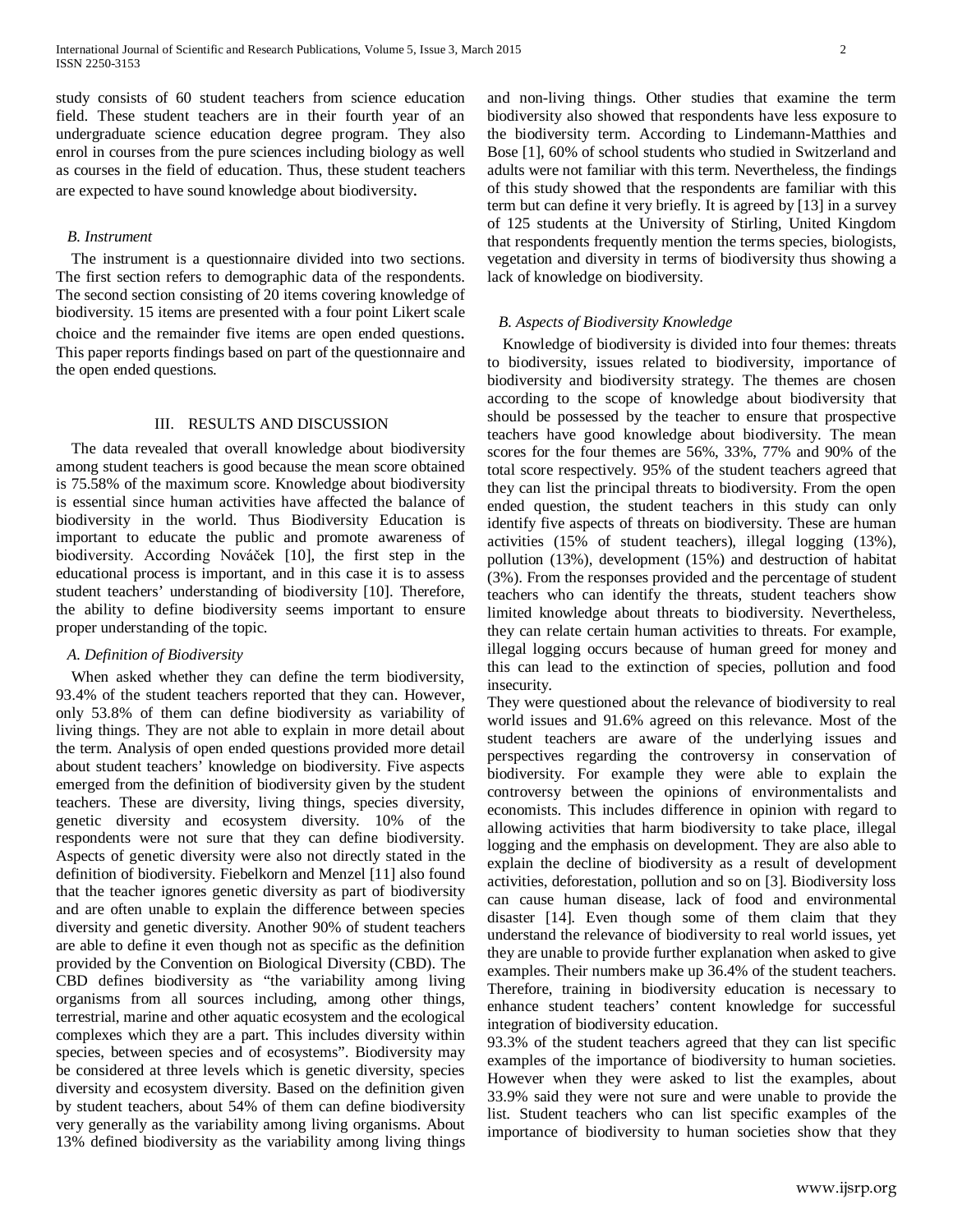study consists of 60 student teachers from science education field. These student teachers are in their fourth year of an undergraduate science education degree program. They also enrol in courses from the pure sciences including biology as well as courses in the field of education. Thus, these student teachers are expected to have sound knowledge about biodiversity.

### B. Instrument

The instrument is a questionnaire divided into two sections. The first section refers to demographic data of the respondents. The second section consisting of 20 items covering knowledge of biodiversity. 15 items are presented with a four point Likert scale choice and the remainder five items are open ended questions. This paper reports findings based on part of the questionnaire and the open ended questions.

## III. RESULTS AND DISCUSSION

The data revealed that overall knowledge about biodiversity among student teachers is good because the mean score obtained is 75.58% of the maximum score. Knowledge about biodiversity is essential since human activities have affected the balance of biodiversity in the world. Thus Biodiversity Education is important to educate the public and promote awareness of biodiversity. According Nováček [10], the first step in the educational process is important, and in this case it is to assess student teachers' understanding of biodiversity [10]. Therefore, the ability to define biodiversity seems important to ensure proper understanding of the topic.

### A. Definition of Biodiversity

When asked whether they can define the term biodiversity, 93.4% of the student teachers reported that they can. However, only 53.8% of them can define biodiversity as variability of living things. They are not able to explain in more detail about the term. Analysis of open ended questions provided more detail about student teachers' knowledge on biodiversity. Five aspects emerged from the definition of biodiversity given by the student teachers. These are diversity, living things, species diversity, genetic diversity and ecosystem diversity. 10% of the respondents were not sure that they can define biodiversity. Aspects of genetic diversity were also not directly stated in the definition of biodiversity. Fiebelkorn and Menzel [11] also found that the teacher ignores genetic diversity as part of biodiversity and are often unable to explain the difference between species diversity and genetic diversity. Another 90% of student teachers are able to define it even though not as specific as the definition provided by the Convention on Biological Diversity (CBD). The CBD defines biodiversity as "the variability among living organisms from all sources including, among other things, terrestrial, marine and other aquatic ecosystem and the ecological complexes which they are a part. This includes diversity within species, between species and of ecosystems". Biodiversity may be considered at three levels which is genetic diversity, species diversity and ecosystem diversity. Based on the definition given by student teachers, about 54% of them can define biodiversity very generally as the variability among living organisms. About 13% defined biodiversity as the variability among living things and non-living things. Other studies that examine the term biodiversity also showed that respondents have less exposure to the biodiversity term. According to Lindemann-Matthies and Bose [1], 60% of school students who studied in Switzerland and adults were not familiar with this term. Nevertheless, the findings of this study showed that the respondents are familiar with this term but can define it very briefly. It is agreed by [13] in a survey of 125 students at the University of Stirling, United Kingdom that respondents frequently mention the terms species, biologists, vegetation and diversity in terms of biodiversity thus showing a lack of knowledge on biodiversity.

### B. Aspects of Biodiversity Knowledge

Knowledge of biodiversity is divided into four themes: threats to biodiversity, issues related to biodiversity, importance of biodiversity and biodiversity strategy. The themes are chosen according to the scope of knowledge about biodiversity that should be possessed by the teacher to ensure that prospective teachers have good knowledge about biodiversity. The mean scores for the four themes are 56%, 33%, 77% and 90% of the total score respectively. 95% of the student teachers agreed that they can list the principal threats to biodiversity. From the open ended question, the student teachers in this study can only identify five aspects of threats on biodiversity. These are human activities (15% of student teachers), illegal logging (13%), pollution (13%), development (15%) and destruction of habitat (3%). From the responses provided and the percentage of student teachers who can identify the threats, student teachers show limited knowledge about threats to biodiversity. Nevertheless, they can relate certain human activities to threats. For example, illegal logging occurs because of human greed for money and this can lead to the extinction of species, pollution and food insecurity.

They were questioned about the relevance of biodiversity to real world issues and 91.6% agreed on this relevance. Most of the student teachers are aware of the underlying issues and perspectives regarding the controversy in conservation of biodiversity. For example they were able to explain the controversy between the opinions of environmentalists and economists. This includes difference in opinion with regard to allowing activities that harm biodiversity to take place, illegal logging and the emphasis on development. They are also able to explain the decline of biodiversity as a result of development activities, deforestation, pollution and so on [3]. Biodiversity loss can cause human disease, lack of food and environmental disaster [14]. Even though some of them claim that they understand the relevance of biodiversity to real world issues, yet they are unable to provide further explanation when asked to give examples. Their numbers make up 36.4% of the student teachers. Therefore, training in biodiversity education is necessary to enhance student teachers' content knowledge for successful integration of biodiversity education.

93.3% of the student teachers agreed that they can list specific examples of the importance of biodiversity to human societies. However when they were asked to list the examples, about 33.9% said they were not sure and were unable to provide the list. Student teachers who can list specific examples of the importance of biodiversity to human societies show that they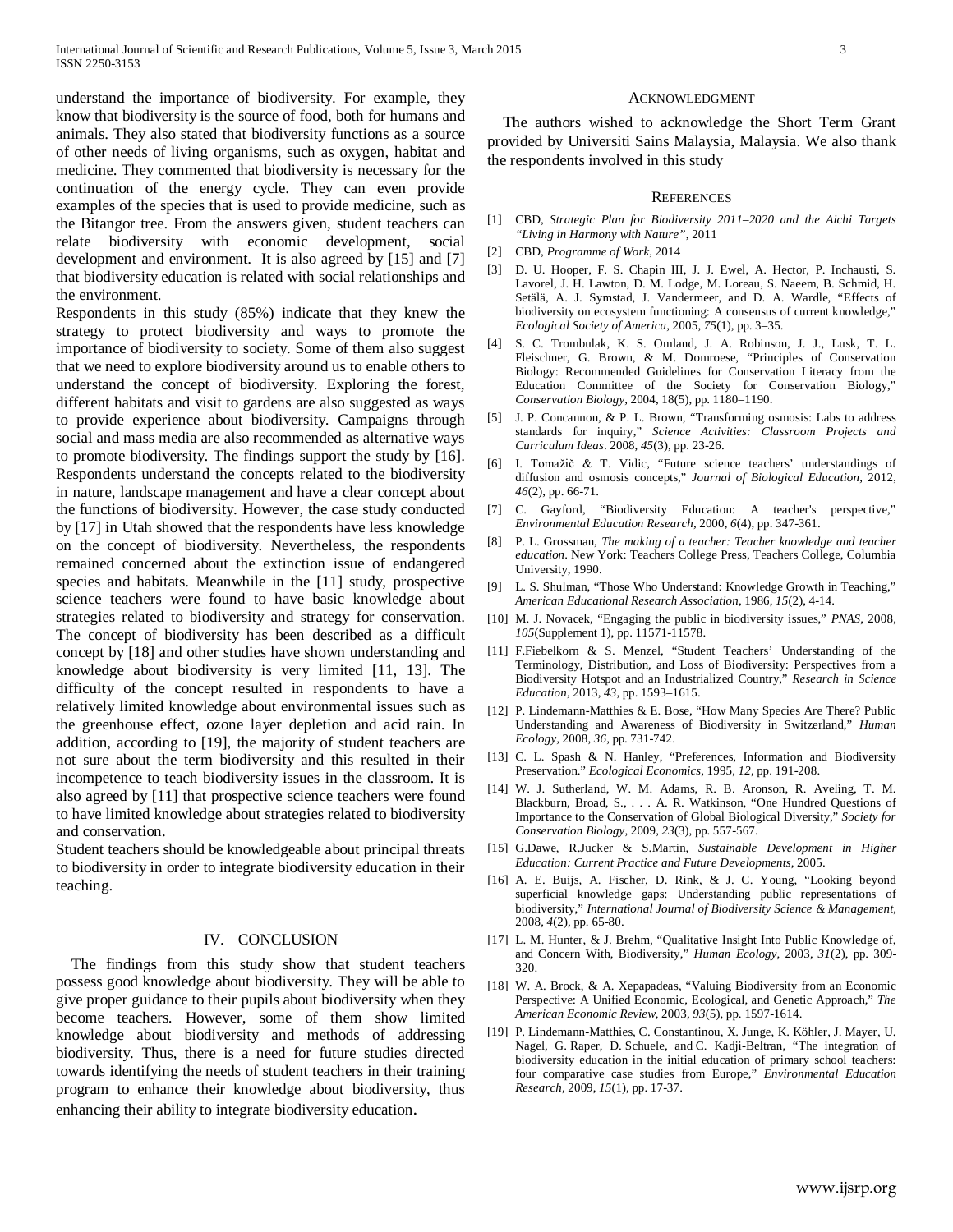understand the importance of biodiversity. For example, they know that biodiversity is the source of food, both for humans and animals. They also stated that biodiversity functions as a source of other needs of living organisms, such as oxygen, habitat and medicine. They commented that biodiversity is necessary for the continuation of the energy cycle. They can even provide examples of the species that is used to provide medicine, such as the Bitangor tree. From the answers given, student teachers can relate biodiversity with economic development, social development and environment. It is also agreed by [15] and [7] that biodiversity education is related with social relationships and the environment.

Respondents in this study (85%) indicate that they knew the strategy to protect biodiversity and ways to promote the importance of biodiversity to society. Some of them also suggest that we need to explore biodiversity around us to enable others to understand the concept of biodiversity. Exploring the forest, different habitats and visit to gardens are also suggested as ways to provide experience about biodiversity. Campaigns through social and mass media are also recommended as alternative ways to promote biodiversity. The findings support the study by [16]. Respondents understand the concepts related to the biodiversity in nature, landscape management and have a clear concept about the functions of biodiversity. However, the case study conducted by [17] in Utah showed that the respondents have less knowledge on the concept of biodiversity. Nevertheless, the respondents remained concerned about the extinction issue of endangered species and habitats. Meanwhile in the [11] study, prospective science teachers were found to have basic knowledge about strategies related to biodiversity and strategy for conservation. The concept of biodiversity has been described as a difficult concept by [18] and other studies have shown understanding and knowledge about biodiversity is very limited [11, 13]. The difficulty of the concept resulted in respondents to have a relatively limited knowledge about environmental issues such as the greenhouse effect, ozone layer depletion and acid rain. In addition, according to [19], the majority of student teachers are not sure about the term biodiversity and this resulted in their incompetence to teach biodiversity issues in the classroom. It is also agreed by [11] that prospective science teachers were found to have limited knowledge about strategies related to biodiversity and conservation.

Student teachers should be knowledgeable about principal threats to biodiversity in order to integrate biodiversity education in their teaching.

## IV. CONCLUSION

The findings from this study show that student teachers possess good knowledge about biodiversity. They will be able to give proper guidance to their pupils about biodiversity when they become teachers. However, some of them show limited knowledge about biodiversity and methods of addressing biodiversity. Thus, there is a need for future studies directed towards identifying the needs of student teachers in their training program to enhance their knowledge about biodiversity, thus enhancing their ability to integrate biodiversity education.

## ACKNOWLEDGMENT

The authors wished to acknowledge the Short Term Grant provided by Universiti Sains Malaysia, Malaysia. We also thank the respondents involved in this study

## REFERENCES

[1] CBD, *Strategic Plan for Biodiversity 2011–2020 and the Aichi Targets "Living in Harmony with Nature"*, 2011

[2] CBD, *Programme of Work*, 2014

[3] D. U. Hooper, F. S. Chapin III, J. J. Ewel, A. Hector, P. Inchausti, S. Lavorel, J. H. Lawton, D. M. Lodge, M. Loreau, S. Naeem, B. Schmid, H. Setälä, A. J. Symstad, J. Vandermeer, and D. A. Wardle, "Effects of biodiversity on ecosystem functioning: A consensus of current knowledge," *Ecological Society of America*, 2005, *75*(1), pp. 3–35.

[4] S. C. Trombulak, K. S. Omland, J. A. Robinson, J. J., Lusk, T. L. Fleischner, G. Brown, & M. Domroese, "Principles of Conservation Biology: Recommended Guidelines for Conservation Literacy from the Education Committee of the Society for Conservation Biology," *Conservation Biology*, 2004, 18(5), pp. 1180–1190.

[5] J. P. Concannon, & P. L. Brown, "Transforming osmosis: Labs to address standards for inquiry," *Science Activities: Classroom Projects and Curriculum Ideas*. 2008, *45*(3), pp. 23-26.

[6] I. Tomažič & T. Vidic, "Future science teachers' understandings of diffusion and osmosis concepts," *Journal of Biological Education*, 2012, *46*(2), pp. 66-71.

[7] C. Gayford, "Biodiversity Education: A teacher's perspective," *Environmental Education Research*, 2000, *6*(4), pp. 347-361.

[8] P. L. Grossman, *The making of a teacher: Teacher knowledge and teacher education*. New York: Teachers College Press, Teachers College, Columbia University, 1990.

[9] L. S. Shulman, "Those Who Understand: Knowledge Growth in Teaching," *American Educational Research Association*, 1986, *15*(2), 4-14.

[10] M. J. Novacek, "Engaging the public in biodiversity issues," *PNAS*, 2008, *105*(Supplement 1), pp. 11571-11578.

[11] F.Fiebelkorn & S. Menzel, "Student Teachers' Understanding of the Terminology, Distribution, and Loss of Biodiversity: Perspectives from a Biodiversity Hotspot and an Industrialized Country," *Research in Science Education*, 2013, *43*, pp. 1593–1615.

[12] P. Lindemann-Matthies & E. Bose, "How Many Species Are There? Public Understanding and Awareness of Biodiversity in Switzerland," *Human Ecology*, 2008, *36*, pp. 731-742.

[13] C. L. Spash & N. Hanley, "Preferences, Information and Biodiversity Preservation." *Ecological Economics*, 1995, *12*, pp. 191-208.

[14] W. J. Sutherland, W. M. Adams, R. B. Aronson, R. Aveling, T. M. Blackburn, Broad, S., . . . A. R. Watkinson, "One Hundred Questions of Importance to the Conservation of Global Biological Diversity," *Society for Conservation Biology*, 2009, *23*(3), pp. 557-567.

[15] G.Dawe, R.Jucker & S.Martin, *Sustainable Development in Higher Education: Current Practice and Future Developments*, 2005.

[16] A. E. Buijs, A. Fischer, D. Rink, & J. C. Young, "Looking beyond superficial knowledge gaps: Understanding public representations of biodiversity," *International Journal of Biodiversity Science & Management*, 2008, *4*(2), pp. 65-80.

[17] L. M. Hunter, & J. Brehm, "Qualitative Insight Into Public Knowledge of, and Concern With, Biodiversity," *Human Ecology*, 2003, *31*(2), pp. 309-320.

[18] W. A. Brock, & A. Xepapadeas, "Valuing Biodiversity from an Economic Perspective: A Unified Economic, Ecological, and Genetic Approach," *The American Economic Review*, 2003, *93*(5), pp. 1597-1614.

[19] P. Lindemann-Matthies, C. Constantinou, X. Junge, K. Köhler, J. Mayer, U. Nagel, G. Raper, D. Schuele, and C. Kadji-Beltran, "The integration of biodiversity education in the initial education of primary school teachers: four comparative case studies from Europe," *Environmental Education Research*, 2009, *15*(1), pp. 17-37.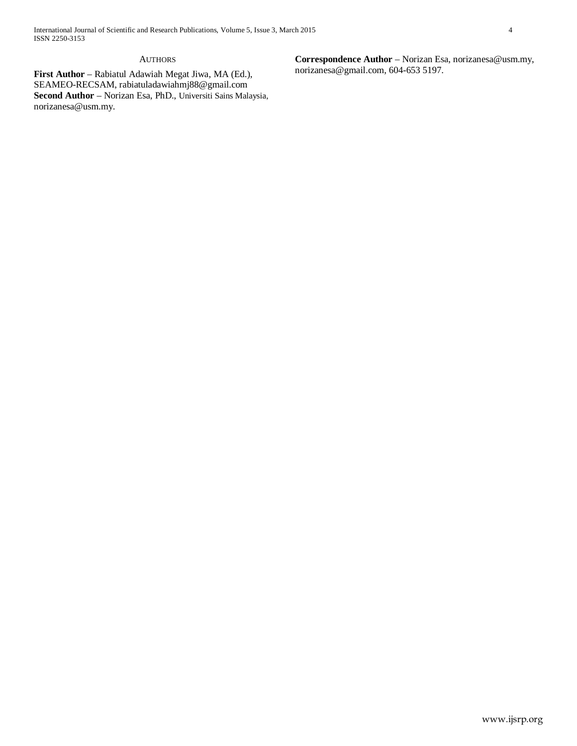## AUTHORS

**First Author** – Rabiatul Adawiah Megat Jiwa, MA (Ed.), SEAMEO-RECSAM, rabiatuladawiahmj88@gmail.com

**Second Author** – Norizan Esa, PhD., Universiti Sains Malaysia, norizanesa@usm.my.

**Correspondence Author** – Norizan Esa, norizanesa@usm.my, norizanesa@gmail.com, 604-653 5197.